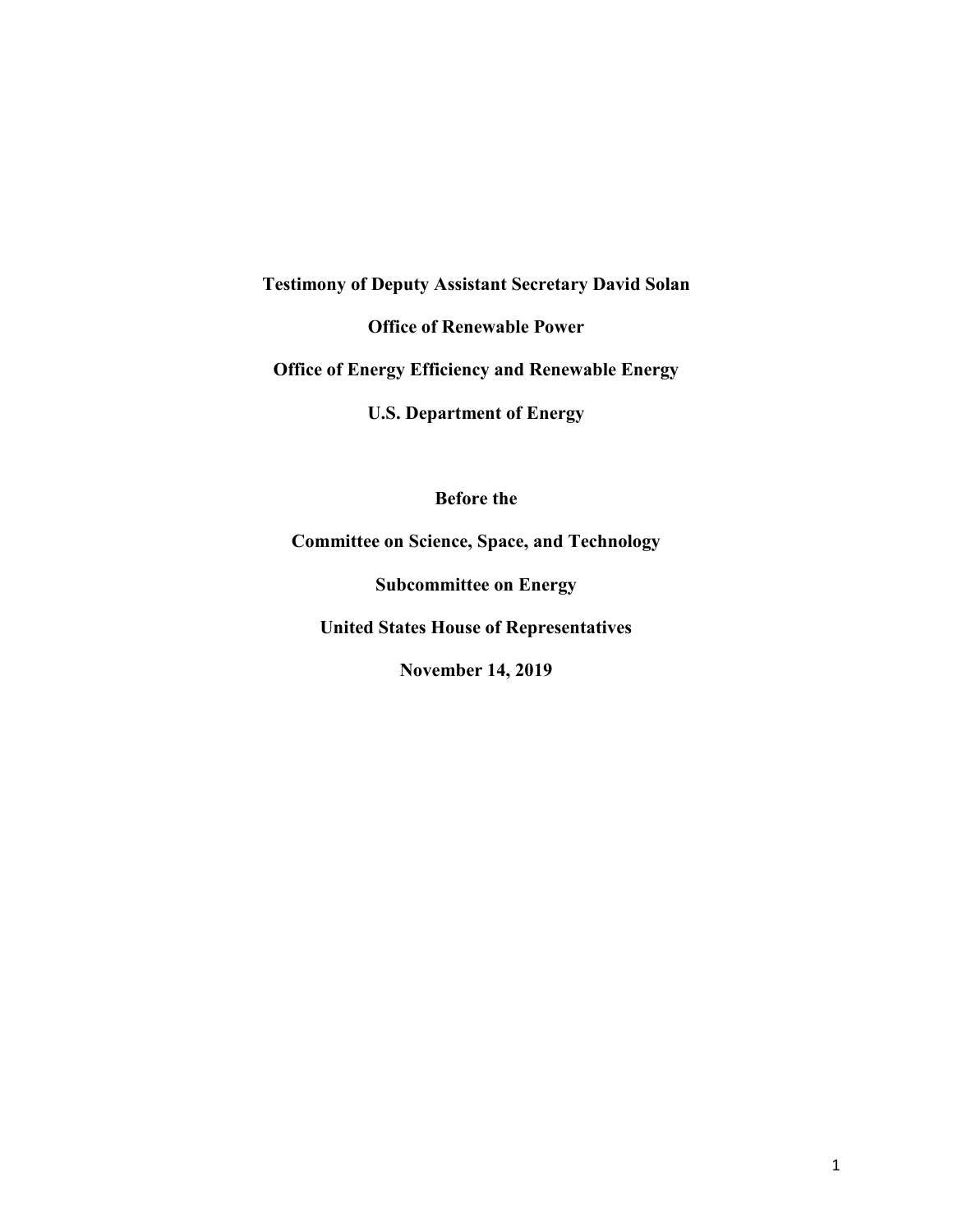**Testimony of Deputy Assistant Secretary David Solan**

**Office of Renewable Power**

**Office of Energy Efficiency and Renewable Energy**

**U.S. Department of Energy**

**Before the**

**Committee on Science, Space, and Technology**

**Subcommittee on Energy**

**United States House of Representatives**

**November 14, 2019**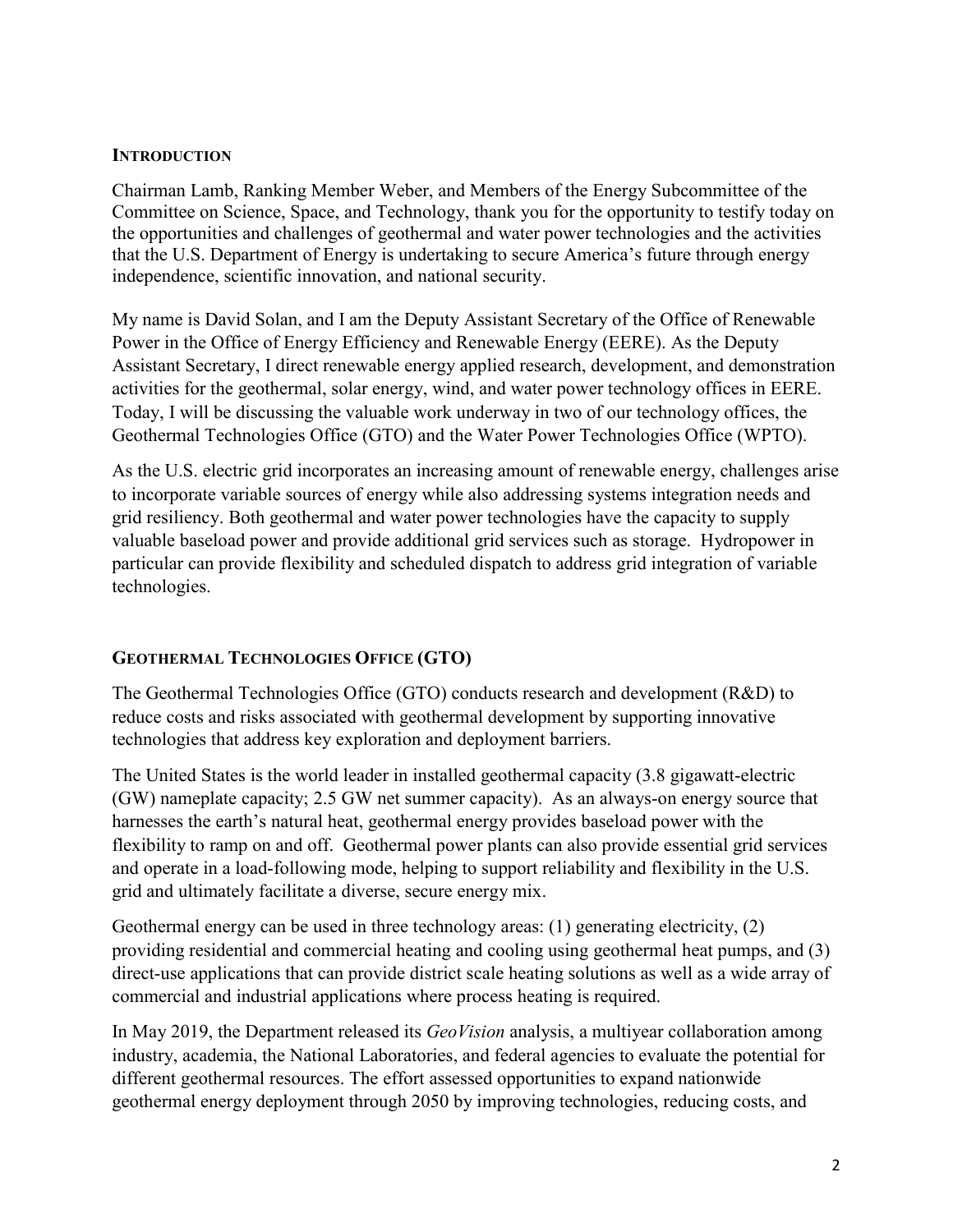## Introduction

Chairman Lamb, Ranking Member Weber, and Members of the Energy Subcommittee of the Committee on Science, Space, and Technology, thank you for the opportunity to testify today on the opportunities and challenges of geothermal and water power technologies and the activities that the U.S. Department of Energy is undertaking to secure America's future through energy independence, scientific innovation, and national security.

My name is David Solan, and I am the Deputy Assistant Secretary of the Office of Renewable Power in the Office of Energy Efficiency and Renewable Energy (EERE). As the Deputy Assistant Secretary, I direct renewable energy applied research, development, and demonstration activities for the geothermal, solar energy, wind, and water power technology offices in EERE. Today, I will be discussing the valuable work underway in two of our technology offices, the Geothermal Technologies Office (GTO) and the Water Power Technologies Office (WPTO).

As the U.S. electric grid incorporates an increasing amount of renewable energy, challenges arise to incorporate variable sources of energy while also addressing systems integration needs and grid resiliency. Both geothermal and water power technologies have the capacity to supply valuable baseload power and provide additional grid services such as storage. Hydropower in particular can provide flexibility and scheduled dispatch to address grid integration of variable technologies.

## Geothermal Technologies Office (GTO)

The Geothermal Technologies Office (GTO) conducts research and development (R&D) to reduce costs and risks associated with geothermal development by supporting innovative technologies that address key exploration and deployment barriers.

The United States is the world leader in installed geothermal capacity (3.8 gigawatt-electric (GW) nameplate capacity; 2.5 GW net summer capacity). As an always-on energy source that harnesses the earth's natural heat, geothermal energy provides baseload power with the flexibility to ramp on and off. Geothermal power plants can also provide essential grid services and operate in a load-following mode, helping to support reliability and flexibility in the U.S. grid and ultimately facilitate a diverse, secure energy mix.

Geothermal energy can be used in three technology areas: (1) generating electricity, (2) providing residential and commercial heating and cooling using geothermal heat pumps, and (3) direct-use applications that can provide district scale heating solutions as well as a wide array of commercial and industrial applications where process heating is required.

In May 2019, the Department released its *GeoVision* analysis, a multiyear collaboration among industry, academia, the National Laboratories, and federal agencies to evaluate the potential for different geothermal resources. The effort assessed opportunities to expand nationwide geothermal energy deployment through 2050 by improving technologies, reducing costs, and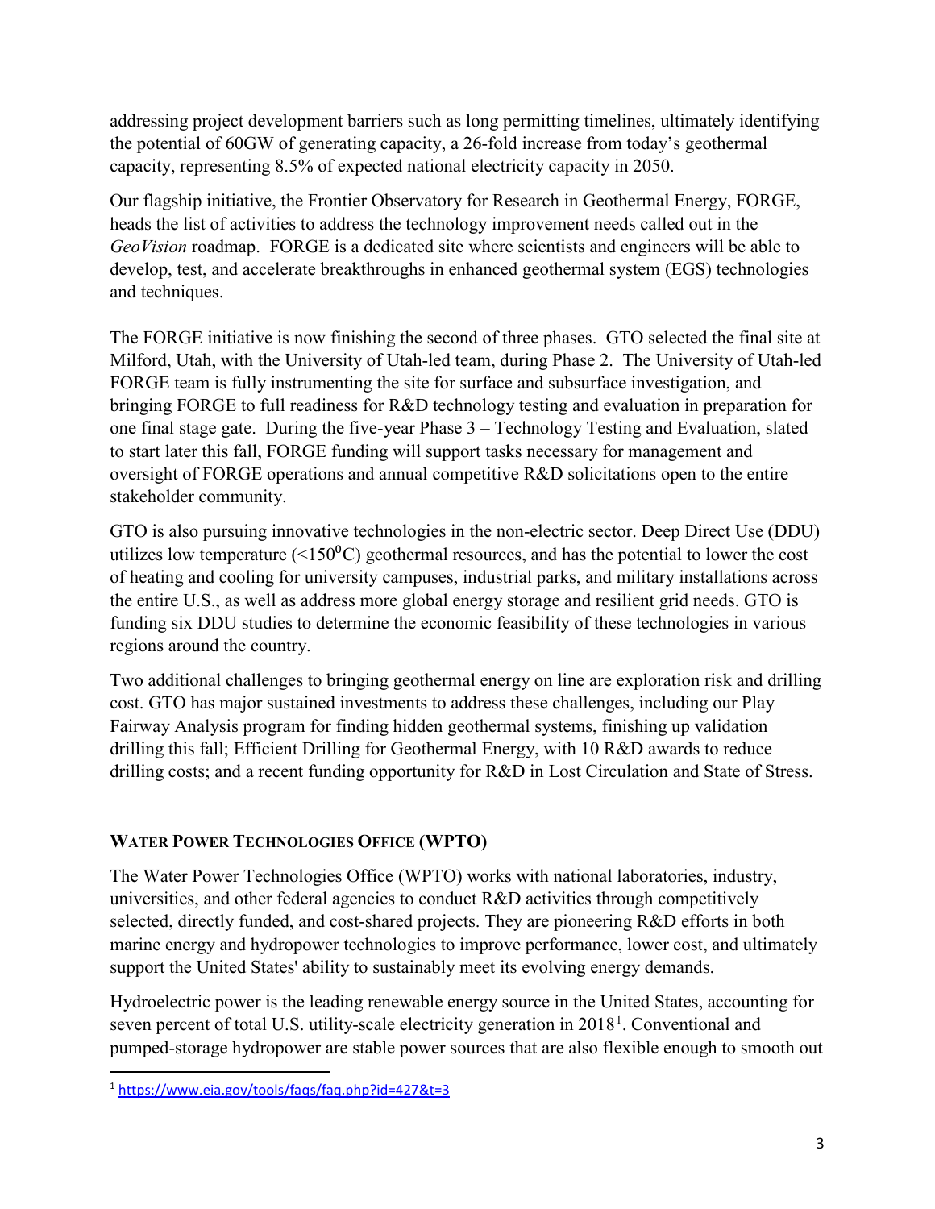addressing project development barriers such as long permitting timelines, ultimately identifying the potential of 60GW of generating capacity, a 26-fold increase from today's geothermal capacity, representing 8.5% of expected national electricity capacity in 2050.

Our flagship initiative, the Frontier Observatory for Research in Geothermal Energy, FORGE, heads the list of activities to address the technology improvement needs called out in the *GeoVision* roadmap. FORGE is a dedicated site where scientists and engineers will be able to develop, test, and accelerate breakthroughs in enhanced geothermal system (EGS) technologies and techniques.

The FORGE initiative is now finishing the second of three phases. GTO selected the final site at Milford, Utah, with the University of Utah-led team, during Phase 2. The University of Utah-led FORGE team is fully instrumenting the site for surface and subsurface investigation, and bringing FORGE to full readiness for R&D technology testing and evaluation in preparation for one final stage gate. During the five-year Phase 3 – Technology Testing and Evaluation, slated to start later this fall, FORGE funding will support tasks necessary for management and oversight of FORGE operations and annual competitive R&D solicitations open to the entire stakeholder community.

GTO is also pursuing innovative technologies in the non-electric sector. Deep Direct Use (DDU) utilizes low temperature (<150$^{0}$C) geothermal resources, and has the potential to lower the cost of heating and cooling for university campuses, industrial parks, and military installations across the entire U.S., as well as address more global energy storage and resilient grid needs. GTO is funding six DDU studies to determine the economic feasibility of these technologies in various regions around the country.

Two additional challenges to bringing geothermal energy on line are exploration risk and drilling cost. GTO has major sustained investments to address these challenges, including our Play Fairway Analysis program for finding hidden geothermal systems, finishing up validation drilling this fall; Efficient Drilling for Geothermal Energy, with 10 R&D awards to reduce drilling costs; and a recent funding opportunity for R&D in Lost Circulation and State of Stress.

### WATER POWER TECHNOLOGIES OFFICE (WPTO)

The Water Power Technologies Office (WPTO) works with national laboratories, industry, universities, and other federal agencies to conduct R&D activities through competitively selected, directly funded, and cost-shared projects. They are pioneering R&D efforts in both marine energy and hydropower technologies to improve performance, lower cost, and ultimately support the United States' ability to sustainably meet its evolving energy demands.

Hydroelectric power is the leading renewable energy source in the United States, accounting for seven percent of total U.S. utility-scale electricity generation in 2018[1]. Conventional and pumped-storage hydropower are stable power sources that are also flexible enough to smooth out

[1] https://www.eia.gov/tools/faqs/faq.php?id=427&t=3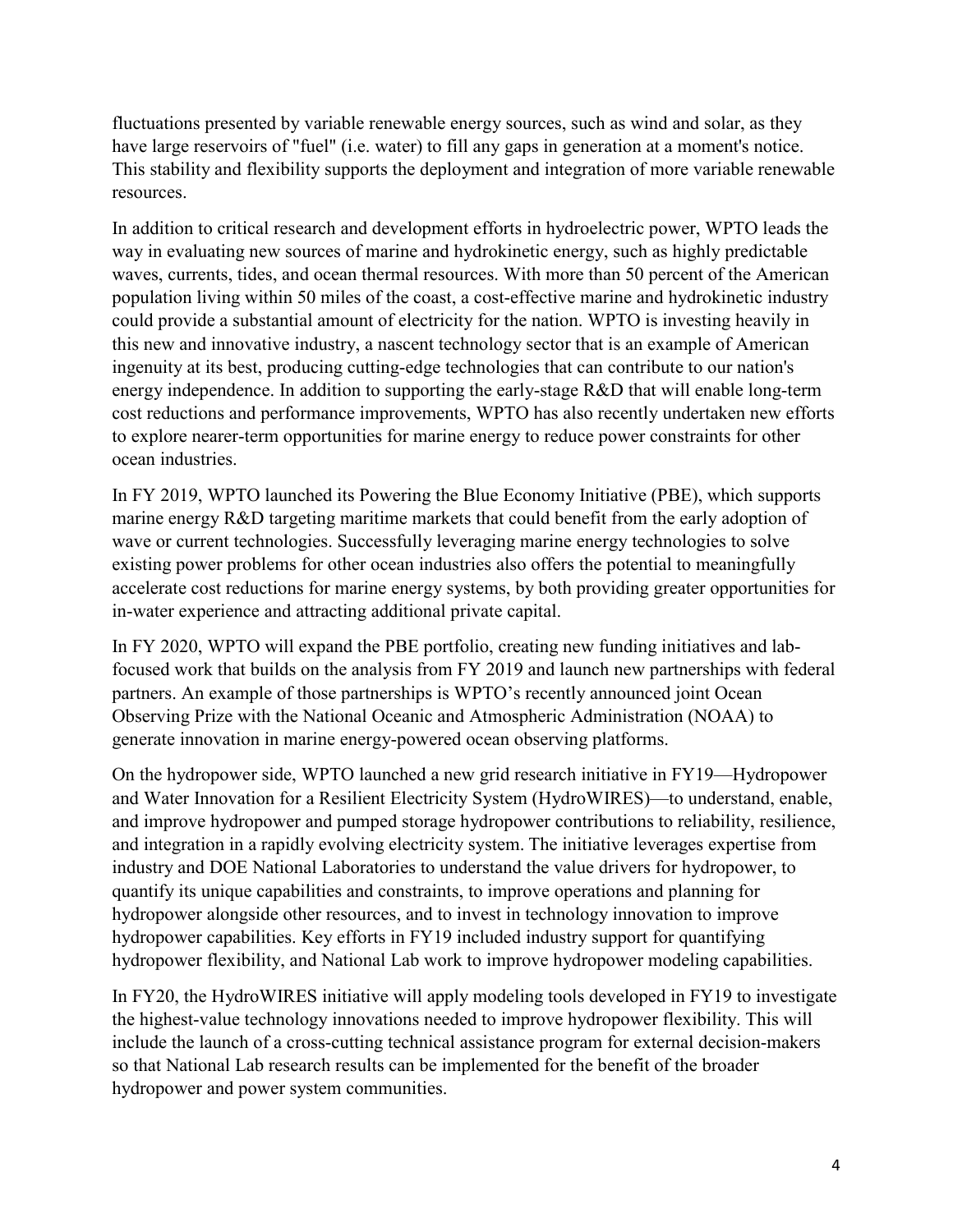fluctuations presented by variable renewable energy sources, such as wind and solar, as they have large reservoirs of "fuel" (i.e. water) to fill any gaps in generation at a moment's notice. This stability and flexibility supports the deployment and integration of more variable renewable resources.

In addition to critical research and development efforts in hydroelectric power, WPTO leads the way in evaluating new sources of marine and hydrokinetic energy, such as highly predictable waves, currents, tides, and ocean thermal resources. With more than 50 percent of the American population living within 50 miles of the coast, a cost-effective marine and hydrokinetic industry could provide a substantial amount of electricity for the nation. WPTO is investing heavily in this new and innovative industry, a nascent technology sector that is an example of American ingenuity at its best, producing cutting-edge technologies that can contribute to our nation's energy independence. In addition to supporting the early-stage R&D that will enable long-term cost reductions and performance improvements, WPTO has also recently undertaken new efforts to explore nearer-term opportunities for marine energy to reduce power constraints for other ocean industries.

In FY 2019, WPTO launched its Powering the Blue Economy Initiative (PBE), which supports marine energy R&D targeting maritime markets that could benefit from the early adoption of wave or current technologies. Successfully leveraging marine energy technologies to solve existing power problems for other ocean industries also offers the potential to meaningfully accelerate cost reductions for marine energy systems, by both providing greater opportunities for in-water experience and attracting additional private capital.

In FY 2020, WPTO will expand the PBE portfolio, creating new funding initiatives and lab-focused work that builds on the analysis from FY 2019 and launch new partnerships with federal partners. An example of those partnerships is WPTO's recently announced joint Ocean Observing Prize with the National Oceanic and Atmospheric Administration (NOAA) to generate innovation in marine energy-powered ocean observing platforms.

On the hydropower side, WPTO launched a new grid research initiative in FY19—Hydropower and Water Innovation for a Resilient Electricity System (HydroWIRES)—to understand, enable, and improve hydropower and pumped storage hydropower contributions to reliability, resilience, and integration in a rapidly evolving electricity system. The initiative leverages expertise from industry and DOE National Laboratories to understand the value drivers for hydropower, to quantify its unique capabilities and constraints, to improve operations and planning for hydropower alongside other resources, and to invest in technology innovation to improve hydropower capabilities. Key efforts in FY19 included industry support for quantifying hydropower flexibility, and National Lab work to improve hydropower modeling capabilities.

In FY20, the HydroWIRES initiative will apply modeling tools developed in FY19 to investigate the highest-value technology innovations needed to improve hydropower flexibility. This will include the launch of a cross-cutting technical assistance program for external decision-makers so that National Lab research results can be implemented for the benefit of the broader hydropower and power system communities.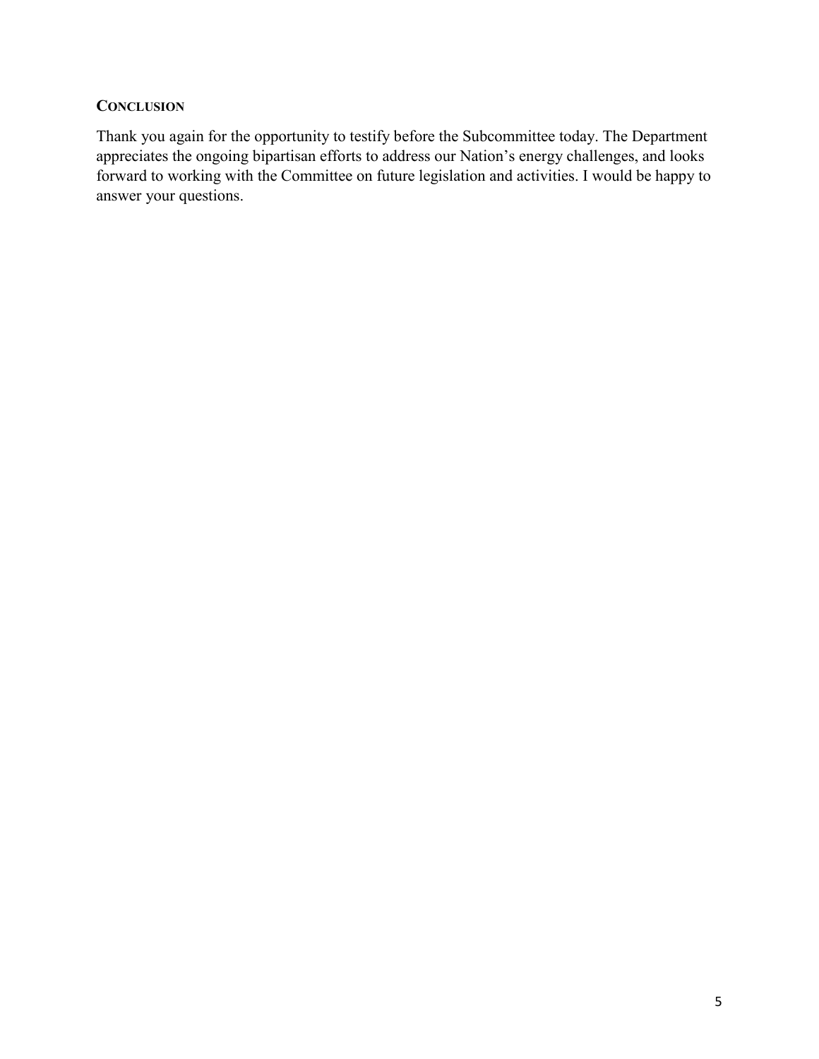## CONCLUSION

Thank you again for the opportunity to testify before the Subcommittee today. The Department appreciates the ongoing bipartisan efforts to address our Nation's energy challenges, and looks forward to working with the Committee on future legislation and activities. I would be happy to answer your questions.